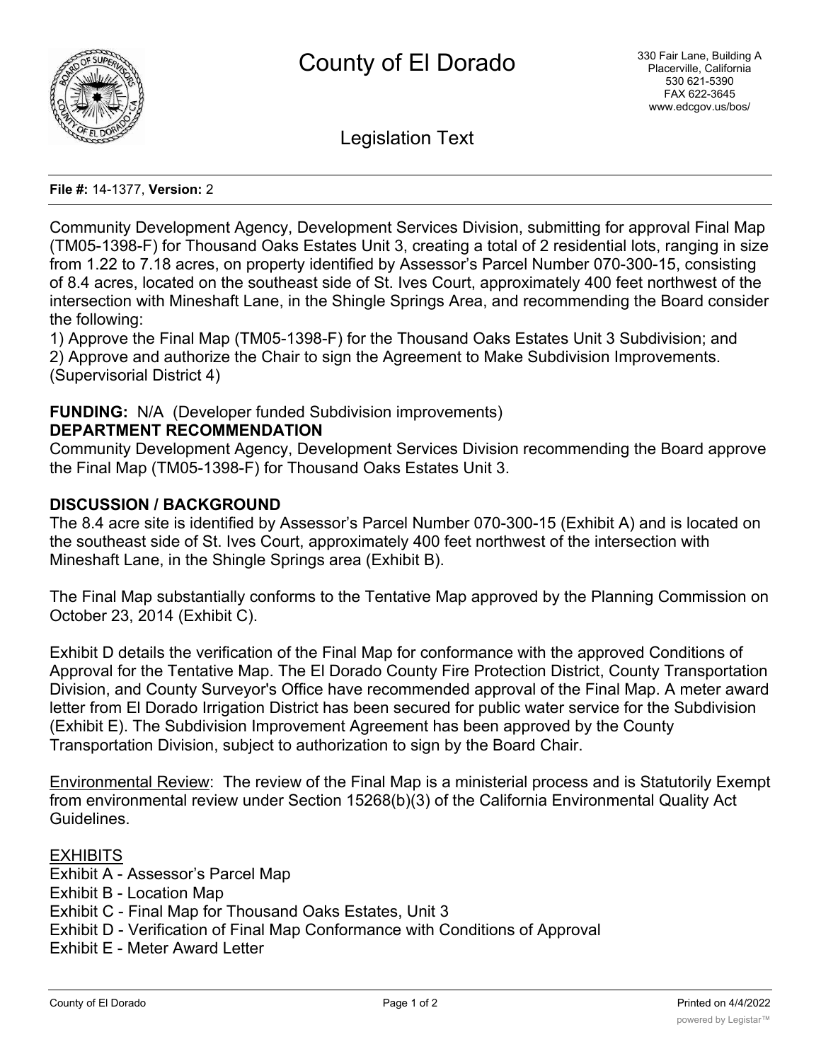# County of El Dorado

330 Fair Lane, Building A
Placerville, California
530 621-5390
FAX 622-3645
www.edcgov.us/bos/

## Legislation Text

**File #:** 14-1377, **Version:** 2

Community Development Agency, Development Services Division, submitting for approval Final Map (TM05-1398-F) for Thousand Oaks Estates Unit 3, creating a total of 2 residential lots, ranging in size from 1.22 to 7.18 acres, on property identified by Assessor's Parcel Number 070-300-15, consisting of 8.4 acres, located on the southeast side of St. Ives Court, approximately 400 feet northwest of the intersection with Mineshaft Lane, in the Shingle Springs Area, and recommending the Board consider the following:

1) Approve the Final Map (TM05-1398-F) for the Thousand Oaks Estates Unit 3 Subdivision; and
2) Approve and authorize the Chair to sign the Agreement to Make Subdivision Improvements.

(Supervisorial District 4)

**FUNDING:** N/A (Developer funded Subdivision improvements)

**DEPARTMENT RECOMMENDATION**

Community Development Agency, Development Services Division recommending the Board approve the Final Map (TM05-1398-F) for Thousand Oaks Estates Unit 3.

**DISCUSSION / BACKGROUND**

The 8.4 acre site is identified by Assessor's Parcel Number 070-300-15 (Exhibit A) and is located on the southeast side of St. Ives Court, approximately 400 feet northwest of the intersection with Mineshaft Lane, in the Shingle Springs area (Exhibit B).

The Final Map substantially conforms to the Tentative Map approved by the Planning Commission on October 23, 2014 (Exhibit C).

Exhibit D details the verification of the Final Map for conformance with the approved Conditions of Approval for the Tentative Map. The El Dorado County Fire Protection District, County Transportation Division, and County Surveyor's Office have recommended approval of the Final Map. A meter award letter from El Dorado Irrigation District has been secured for public water service for the Subdivision (Exhibit E). The Subdivision Improvement Agreement has been approved by the County Transportation Division, subject to authorization to sign by the Board Chair.

Environmental Review: The review of the Final Map is a ministerial process and is Statutorily Exempt from environmental review under Section 15268(b)(3) of the California Environmental Quality Act Guidelines.

EXHIBITS

Exhibit A - Assessor's Parcel Map
Exhibit B - Location Map
Exhibit C - Final Map for Thousand Oaks Estates, Unit 3
Exhibit D - Verification of Final Map Conformance with Conditions of Approval
Exhibit E - Meter Award Letter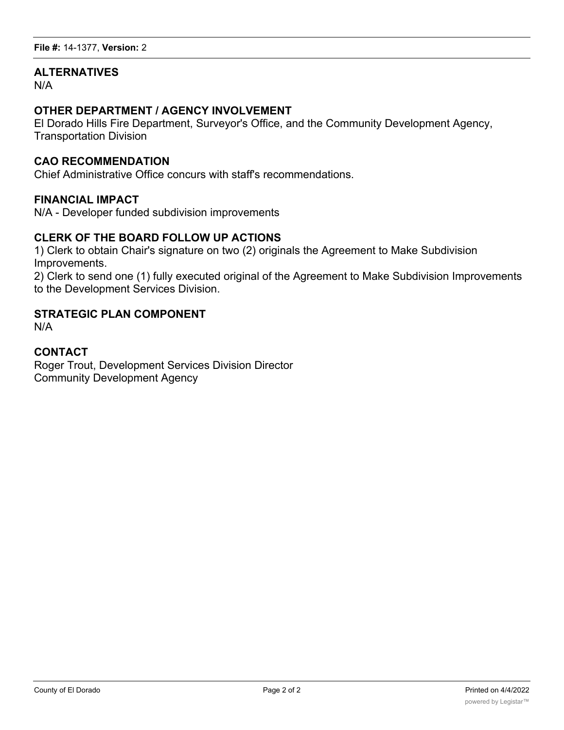## ALTERNATIVES

N/A

## OTHER DEPARTMENT / AGENCY INVOLVEMENT

El Dorado Hills Fire Department, Surveyor's Office, and the Community Development Agency, Transportation Division

## CAO RECOMMENDATION

Chief Administrative Office concurs with staff's recommendations.

## FINANCIAL IMPACT

N/A - Developer funded subdivision improvements

## CLERK OF THE BOARD FOLLOW UP ACTIONS

1) Clerk to obtain Chair's signature on two (2) originals the Agreement to Make Subdivision Improvements.
2) Clerk to send one (1) fully executed original of the Agreement to Make Subdivision Improvements to the Development Services Division.

## STRATEGIC PLAN COMPONENT

N/A

## CONTACT

Roger Trout, Development Services Division Director
Community Development Agency